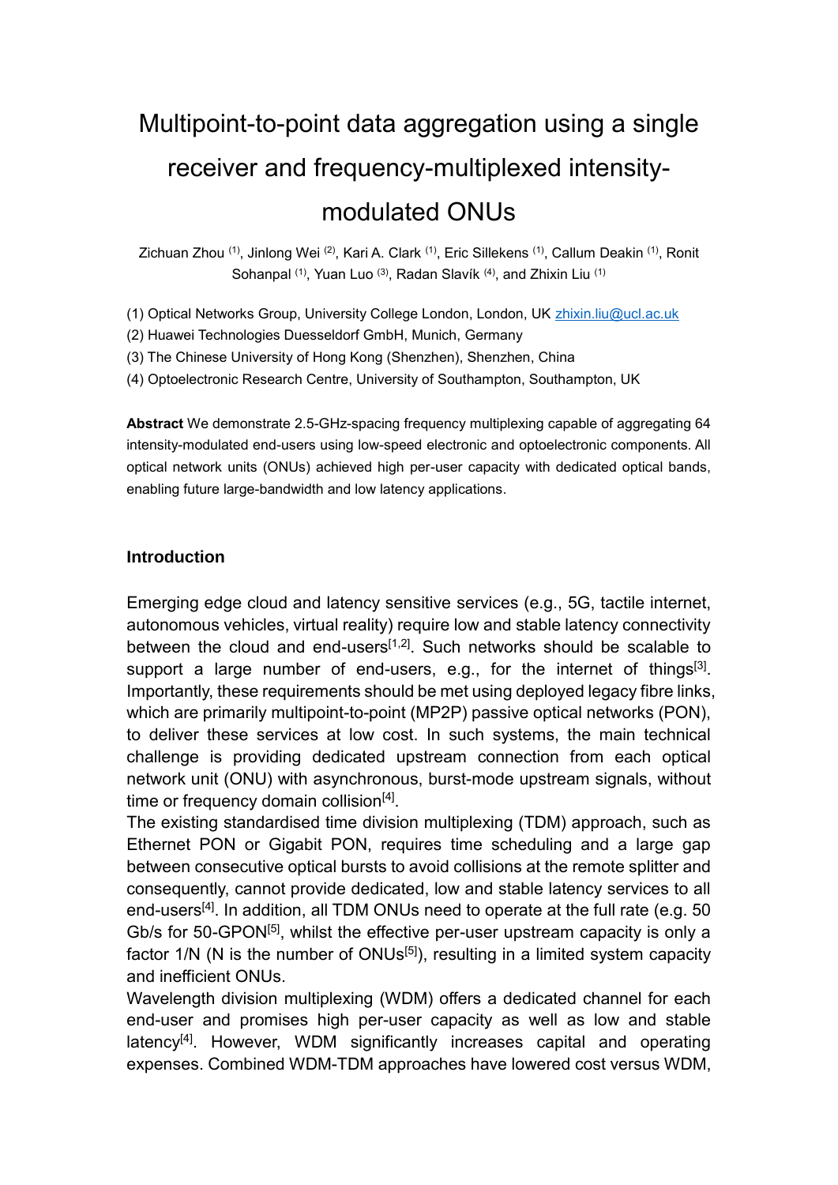# Multipoint-to-point data aggregation using a single receiver and frequency-multiplexed intensity-modulated ONUs

Zichuan Zhou (1), Jinlong Wei (2), Kari A. Clark (1), Eric Sillekens (1), Callum Deakin (1), Ronit Sohanpal (1), Yuan Luo (3), Radan Slavík (4), and Zhixin Liu (1)

(1) Optical Networks Group, University College London, London, UK zhixin.liu@ucl.ac.uk

(2) Huawei Technologies Duesseldorf GmbH, Munich, Germany

(3) The Chinese University of Hong Kong (Shenzhen), Shenzhen, China

(4) Optoelectronic Research Centre, University of Southampton, Southampton, UK

**Abstract** We demonstrate 2.5-GHz-spacing frequency multiplexing capable of aggregating 64 intensity-modulated end-users using low-speed electronic and optoelectronic components. All optical network units (ONUs) achieved high per-user capacity with dedicated optical bands, enabling future large-bandwidth and low latency applications.

## Introduction

Emerging edge cloud and latency sensitive services (e.g., 5G, tactile internet, autonomous vehicles, virtual reality) require low and stable latency connectivity between the cloud and end-users[1,2]. Such networks should be scalable to support a large number of end-users, e.g., for the internet of things[3]. Importantly, these requirements should be met using deployed legacy fibre links, which are primarily multipoint-to-point (MP2P) passive optical networks (PON), to deliver these services at low cost. In such systems, the main technical challenge is providing dedicated upstream connection from each optical network unit (ONU) with asynchronous, burst-mode upstream signals, without time or frequency domain collision[4].

The existing standardised time division multiplexing (TDM) approach, such as Ethernet PON or Gigabit PON, requires time scheduling and a large gap between consecutive optical bursts to avoid collisions at the remote splitter and consequently, cannot provide dedicated, low and stable latency services to all end-users[4]. In addition, all TDM ONUs need to operate at the full rate (e.g. 50 Gb/s for 50-GPON[5], whilst the effective per-user upstream capacity is only a factor 1/N (N is the number of ONUs[5]), resulting in a limited system capacity and inefficient ONUs.

Wavelength division multiplexing (WDM) offers a dedicated channel for each end-user and promises high per-user capacity as well as low and stable latency[4]. However, WDM significantly increases capital and operating expenses. Combined WDM-TDM approaches have lowered cost versus WDM,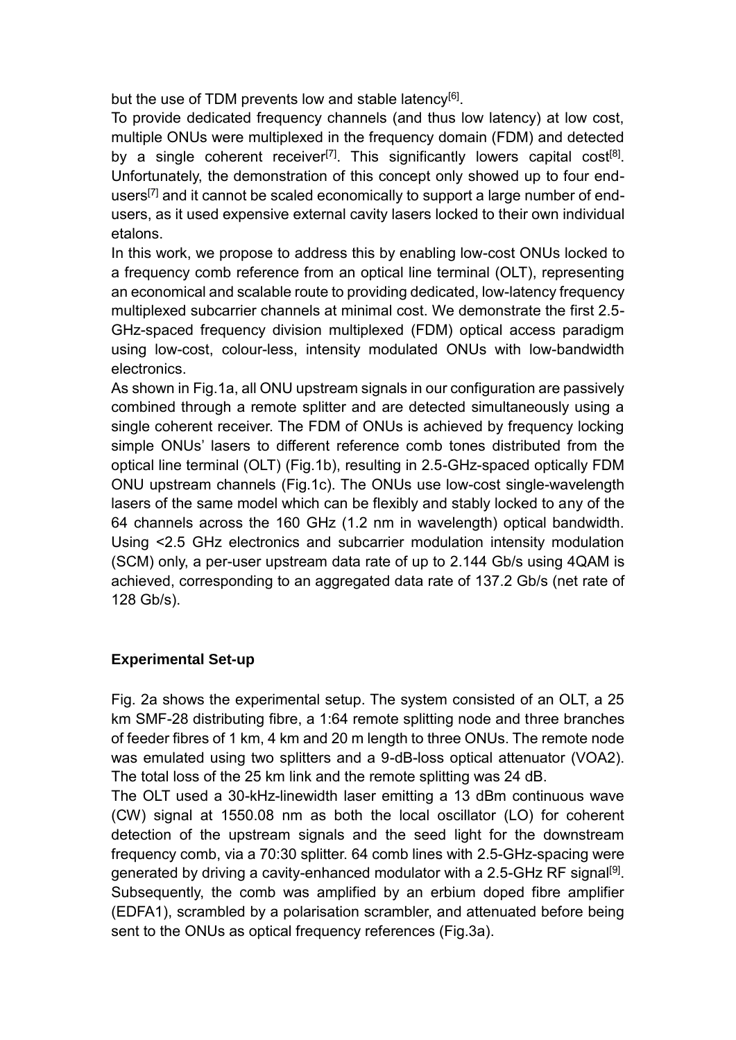but the use of TDM prevents low and stable latency[6].

To provide dedicated frequency channels (and thus low latency) at low cost, multiple ONUs were multiplexed in the frequency domain (FDM) and detected by a single coherent receiver[7]. This significantly lowers capital cost[8]. Unfortunately, the demonstration of this concept only showed up to four end-users[7] and it cannot be scaled economically to support a large number of end-users, as it used expensive external cavity lasers locked to their own individual etalons.

In this work, we propose to address this by enabling low-cost ONUs locked to a frequency comb reference from an optical line terminal (OLT), representing an economical and scalable route to providing dedicated, low-latency frequency multiplexed subcarrier channels at minimal cost. We demonstrate the first 2.5-GHz-spaced frequency division multiplexed (FDM) optical access paradigm using low-cost, colour-less, intensity modulated ONUs with low-bandwidth electronics.

As shown in Fig.1a, all ONU upstream signals in our configuration are passively combined through a remote splitter and are detected simultaneously using a single coherent receiver. The FDM of ONUs is achieved by frequency locking simple ONUs' lasers to different reference comb tones distributed from the optical line terminal (OLT) (Fig.1b), resulting in 2.5-GHz-spaced optically FDM ONU upstream channels (Fig.1c). The ONUs use low-cost single-wavelength lasers of the same model which can be flexibly and stably locked to any of the 64 channels across the 160 GHz (1.2 nm in wavelength) optical bandwidth. Using <2.5 GHz electronics and subcarrier modulation intensity modulation (SCM) only, a per-user upstream data rate of up to 2.144 Gb/s using 4QAM is achieved, corresponding to an aggregated data rate of 137.2 Gb/s (net rate of 128 Gb/s).

## Experimental Set-up

Fig. 2a shows the experimental setup. The system consisted of an OLT, a 25 km SMF-28 distributing fibre, a 1:64 remote splitting node and three branches of feeder fibres of 1 km, 4 km and 20 m length to three ONUs. The remote node was emulated using two splitters and a 9-dB-loss optical attenuator (VOA2). The total loss of the 25 km link and the remote splitting was 24 dB.

The OLT used a 30-kHz-linewidth laser emitting a 13 dBm continuous wave (CW) signal at 1550.08 nm as both the local oscillator (LO) for coherent detection of the upstream signals and the seed light for the downstream frequency comb, via a 70:30 splitter. 64 comb lines with 2.5-GHz-spacing were generated by driving a cavity-enhanced modulator with a 2.5-GHz RF signal[9]. Subsequently, the comb was amplified by an erbium doped fibre amplifier (EDFA1), scrambled by a polarisation scrambler, and attenuated before being sent to the ONUs as optical frequency references (Fig.3a).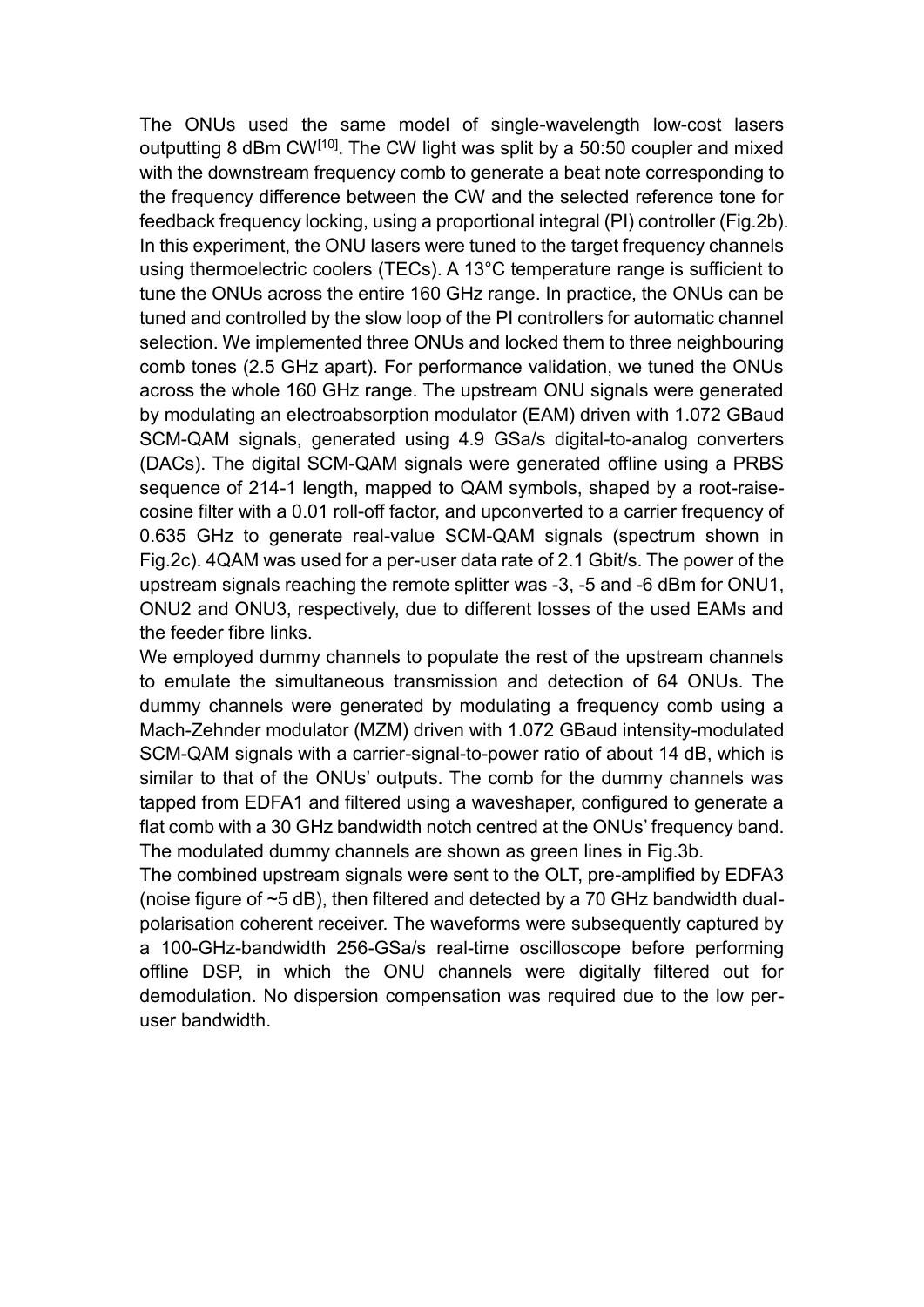The ONUs used the same model of single-wavelength low-cost lasers outputting 8 dBm CW[10]. The CW light was split by a 50:50 coupler and mixed with the downstream frequency comb to generate a beat note corresponding to the frequency difference between the CW and the selected reference tone for feedback frequency locking, using a proportional integral (PI) controller (Fig.2b). In this experiment, the ONU lasers were tuned to the target frequency channels using thermoelectric coolers (TECs). A 13°C temperature range is sufficient to tune the ONUs across the entire 160 GHz range. In practice, the ONUs can be tuned and controlled by the slow loop of the PI controllers for automatic channel selection. We implemented three ONUs and locked them to three neighbouring comb tones (2.5 GHz apart). For performance validation, we tuned the ONUs across the whole 160 GHz range. The upstream ONU signals were generated by modulating an electroabsorption modulator (EAM) driven with 1.072 GBaud SCM-QAM signals, generated using 4.9 GSa/s digital-to-analog converters (DACs). The digital SCM-QAM signals were generated offline using a PRBS sequence of 214-1 length, mapped to QAM symbols, shaped by a root-raise-cosine filter with a 0.01 roll-off factor, and upconverted to a carrier frequency of 0.635 GHz to generate real-value SCM-QAM signals (spectrum shown in Fig.2c). 4QAM was used for a per-user data rate of 2.1 Gbit/s. The power of the upstream signals reaching the remote splitter was -3, -5 and -6 dBm for ONU1, ONU2 and ONU3, respectively, due to different losses of the used EAMs and the feeder fibre links.

We employed dummy channels to populate the rest of the upstream channels to emulate the simultaneous transmission and detection of 64 ONUs. The dummy channels were generated by modulating a frequency comb using a Mach-Zehnder modulator (MZM) driven with 1.072 GBaud intensity-modulated SCM-QAM signals with a carrier-signal-to-power ratio of about 14 dB, which is similar to that of the ONUs' outputs. The comb for the dummy channels was tapped from EDFA1 and filtered using a waveshaper, configured to generate a flat comb with a 30 GHz bandwidth notch centred at the ONUs' frequency band. The modulated dummy channels are shown as green lines in Fig.3b.

The combined upstream signals were sent to the OLT, pre-amplified by EDFA3 (noise figure of ~5 dB), then filtered and detected by a 70 GHz bandwidth dual-polarisation coherent receiver. The waveforms were subsequently captured by a 100-GHz-bandwidth 256-GSa/s real-time oscilloscope before performing offline DSP, in which the ONU channels were digitally filtered out for demodulation. No dispersion compensation was required due to the low per-user bandwidth.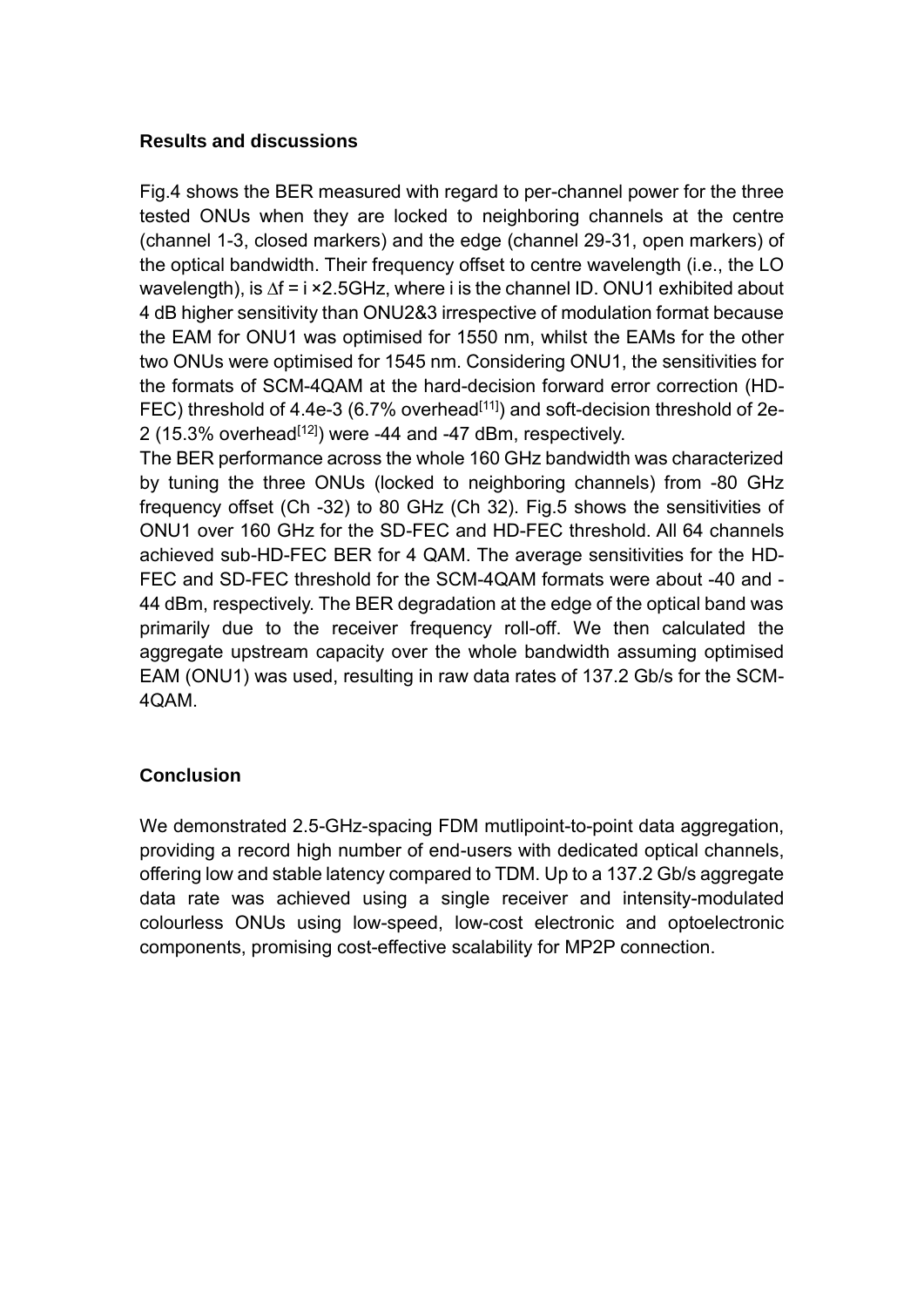## Results and discussions

Fig.4 shows the BER measured with regard to per-channel power for the three tested ONUs when they are locked to neighboring channels at the centre (channel 1-3, closed markers) and the edge (channel 29-31, open markers) of the optical bandwidth. Their frequency offset to centre wavelength (i.e., the LO wavelength), is $\Delta f = i \times 2.5$GHz, where i is the channel ID. ONU1 exhibited about 4 dB higher sensitivity than ONU2&3 irrespective of modulation format because the EAM for ONU1 was optimised for 1550 nm, whilst the EAMs for the other two ONUs were optimised for 1545 nm. Considering ONU1, the sensitivities for the formats of SCM-4QAM at the hard-decision forward error correction (HD-FEC) threshold of 4.4e-3 (6.7% overhead[11]) and soft-decision threshold of 2e-2 (15.3% overhead[12]) were -44 and -47 dBm, respectively.

The BER performance across the whole 160 GHz bandwidth was characterized by tuning the three ONUs (locked to neighboring channels) from -80 GHz frequency offset (Ch -32) to 80 GHz (Ch 32). Fig.5 shows the sensitivities of ONU1 over 160 GHz for the SD-FEC and HD-FEC threshold. All 64 channels achieved sub-HD-FEC BER for 4 QAM. The average sensitivities for the HD-FEC and SD-FEC threshold for the SCM-4QAM formats were about -40 and -44 dBm, respectively. The BER degradation at the edge of the optical band was primarily due to the receiver frequency roll-off. We then calculated the aggregate upstream capacity over the whole bandwidth assuming optimised EAM (ONU1) was used, resulting in raw data rates of 137.2 Gb/s for the SCM-4QAM.

## Conclusion

We demonstrated 2.5-GHz-spacing FDM mutlipoint-to-point data aggregation, providing a record high number of end-users with dedicated optical channels, offering low and stable latency compared to TDM. Up to a 137.2 Gb/s aggregate data rate was achieved using a single receiver and intensity-modulated colourless ONUs using low-speed, low-cost electronic and optoelectronic components, promising cost-effective scalability for MP2P connection.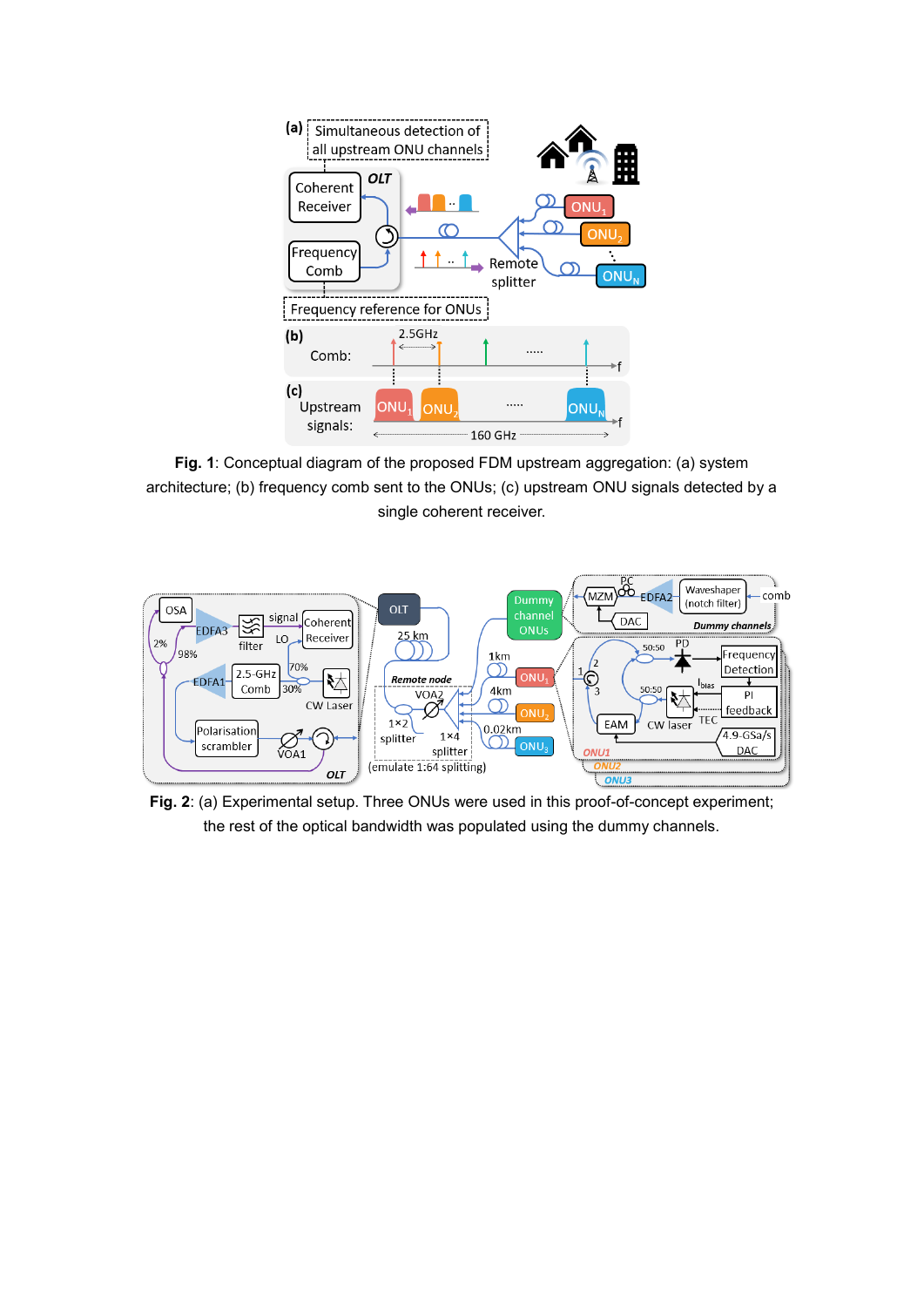**Fig. 1**: Conceptual diagram of the proposed FDM upstream aggregation: (a) system architecture; (b) frequency comb sent to the ONUs; (c) upstream ONU signals detected by a single coherent receiver.

**Fig. 2**: (a) Experimental setup. Three ONUs were used in this proof-of-concept experiment; the rest of the optical bandwidth was populated using the dummy channels.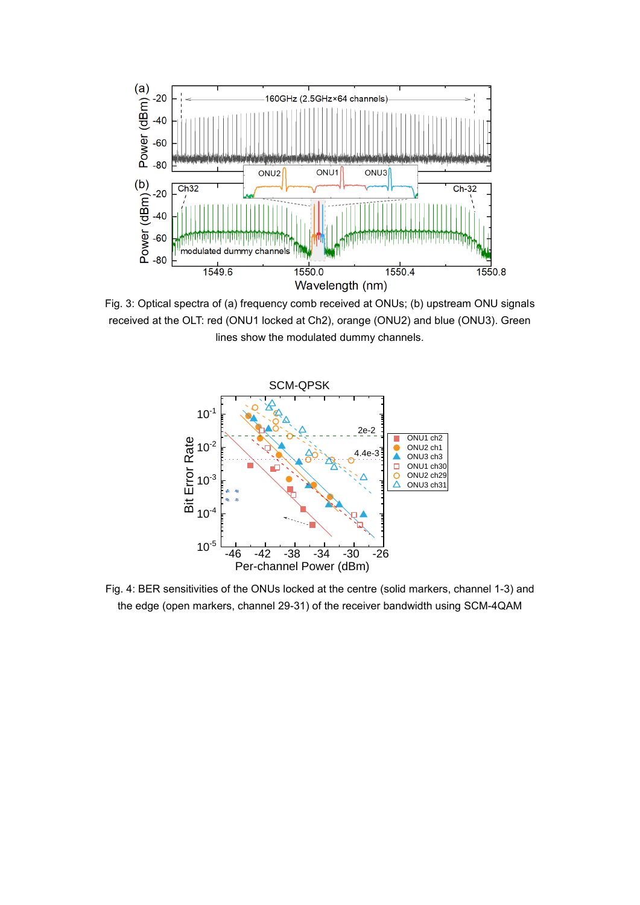Fig. 3: Optical spectra of (a) frequency comb received at ONUs; (b) upstream ONU signals received at the OLT: red (ONU1 locked at Ch2), orange (ONU2) and blue (ONU3). Green lines show the modulated dummy channels.

Fig. 4: BER sensitivities of the ONUs locked at the centre (solid markers, channel 1-3) and the edge (open markers, channel 29-31) of the receiver bandwidth using SCM-4QAM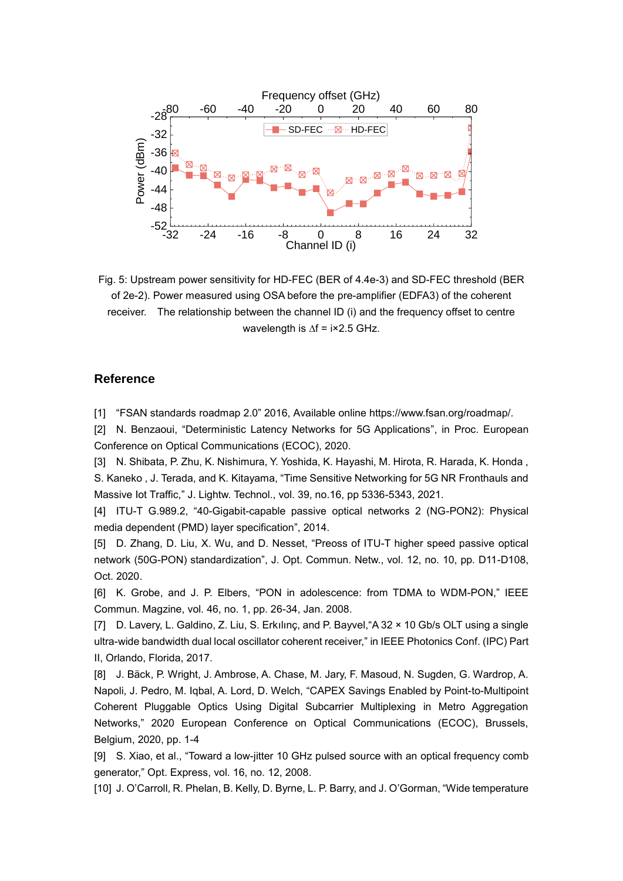Fig. 5: Upstream power sensitivity for HD-FEC (BER of 4.4e-3) and SD-FEC threshold (BER of 2e-2). Power measured using OSA before the pre-amplifier (EDFA3) of the coherent receiver. The relationship between the channel ID (i) and the frequency offset to centre wavelength is ∆f = i×2.5 GHz.

## Reference

[1] “FSAN standards roadmap 2.0” 2016, Available online https://www.fsan.org/roadmap/.

[2] N. Benzaoui, “Deterministic Latency Networks for 5G Applications”, in Proc. European Conference on Optical Communications (ECOC), 2020.

[3] N. Shibata, P. Zhu, K. Nishimura, Y. Yoshida, K. Hayashi, M. Hirota, R. Harada, K. Honda , S. Kaneko , J. Terada, and K. Kitayama, “Time Sensitive Networking for 5G NR Fronthauls and Massive Iot Traffic,” J. Lightw. Technol., vol. 39, no.16, pp 5336-5343, 2021.

[4] ITU-T G.989.2, “40-Gigabit-capable passive optical networks 2 (NG-PON2): Physical media dependent (PMD) layer specification”, 2014.

[5] D. Zhang, D. Liu, X. Wu, and D. Nesset, “Preoss of ITU-T higher speed passive optical network (50G-PON) standardization”, J. Opt. Commun. Netw., vol. 12, no. 10, pp. D11-D108, Oct. 2020.

[6] K. Grobe, and J. P. Elbers, “PON in adolescence: from TDMA to WDM-PON,” IEEE Commun. Magzine, vol. 46, no. 1, pp. 26-34, Jan. 2008.

[7] D. Lavery, L. Galdino, Z. Liu, S. Erkılınç, and P. Bayvel,“A 32 × 10 Gb/s OLT using a single ultra-wide bandwidth dual local oscillator coherent receiver,” in IEEE Photonics Conf. (IPC) Part II, Orlando, Florida, 2017.

[8] J. Bäck, P. Wright, J. Ambrose, A. Chase, M. Jary, F. Masoud, N. Sugden, G. Wardrop, A. Napoli, J. Pedro, M. Iqbal, A. Lord, D. Welch, “CAPEX Savings Enabled by Point-to-Multipoint Coherent Pluggable Optics Using Digital Subcarrier Multiplexing in Metro Aggregation Networks,” 2020 European Conference on Optical Communications (ECOC), Brussels, Belgium, 2020, pp. 1-4

[9] S. Xiao, et al., “Toward a low-jitter 10 GHz pulsed source with an optical frequency comb generator,” Opt. Express, vol. 16, no. 12, 2008.

[10] J. O’Carroll, R. Phelan, B. Kelly, D. Byrne, L. P. Barry, and J. O’Gorman, “Wide temperature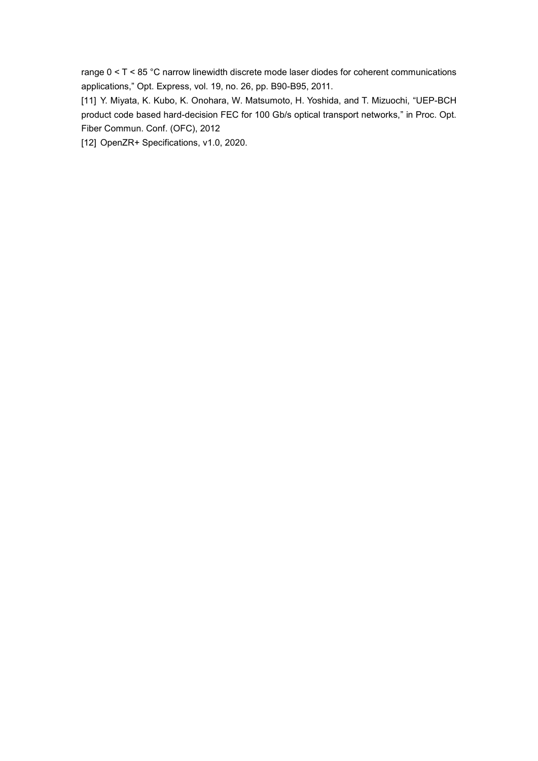range 0 < T < 85 °C narrow linewidth discrete mode laser diodes for coherent communications applications," Opt. Express, vol. 19, no. 26, pp. B90-B95, 2011.

[11] Y. Miyata, K. Kubo, K. Onohara, W. Matsumoto, H. Yoshida, and T. Mizuochi, "UEP-BCH product code based hard-decision FEC for 100 Gb/s optical transport networks," in Proc. Opt. Fiber Commun. Conf. (OFC), 2012

[12] OpenZR+ Specifications, v1.0, 2020.